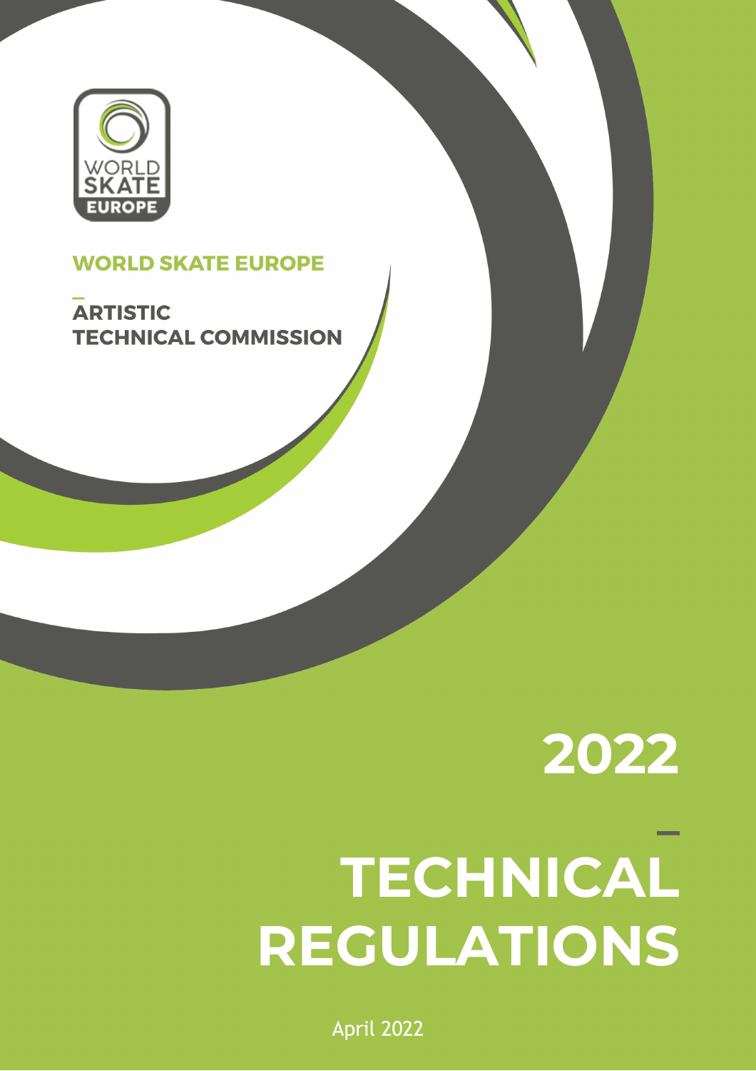WORLD SKATE EUROPE

**WORLD SKATE EUROPE**

**ARTISTIC TECHNICAL COMMISSION**

# 2022

# TECHNICAL REGULATIONS

April 2022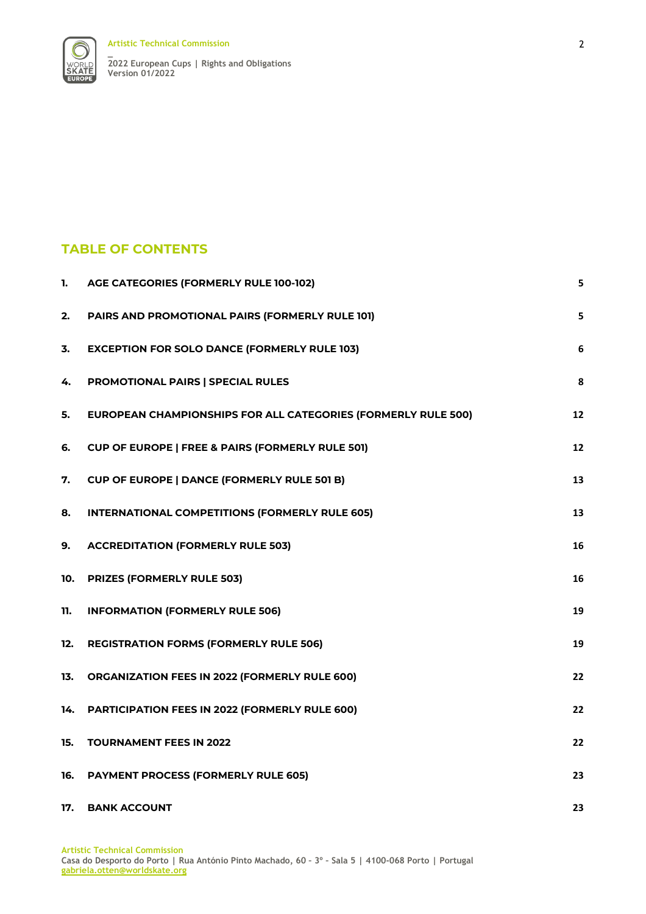## TABLE OF CONTENTS

| | | |
|---|---|---|
| 1. | AGE CATEGORIES (FORMERLY RULE 100-102) | 5 |
| 2. | PAIRS AND PROMOTIONAL PAIRS (FORMERLY RULE 101) | 5 |
| 3. | EXCEPTION FOR SOLO DANCE (FORMERLY RULE 103) | 6 |
| 4. | PROMOTIONAL PAIRS \| SPECIAL RULES | 8 |
| 5. | EUROPEAN CHAMPIONSHIPS FOR ALL CATEGORIES (FORMERLY RULE 500) | 12 |
| 6. | CUP OF EUROPE \| FREE & PAIRS (FORMERLY RULE 501) | 12 |
| 7. | CUP OF EUROPE \| DANCE (FORMERLY RULE 501 B) | 13 |
| 8. | INTERNATIONAL COMPETITIONS (FORMERLY RULE 605) | 13 |
| 9. | ACCREDITATION (FORMERLY RULE 503) | 16 |
| 10. | PRIZES (FORMERLY RULE 503) | 16 |
| 11. | INFORMATION (FORMERLY RULE 506) | 19 |
| 12. | REGISTRATION FORMS (FORMERLY RULE 506) | 19 |
| 13. | ORGANIZATION FEES IN 2022 (FORMERLY RULE 600) | 22 |
| 14. | PARTICIPATION FEES IN 2022 (FORMERLY RULE 600) | 22 |
| 15. | TOURNAMENT FEES IN 2022 | 22 |
| 16. | PAYMENT PROCESS (FORMERLY RULE 605) | 23 |
| 17. | BANK ACCOUNT | 23 |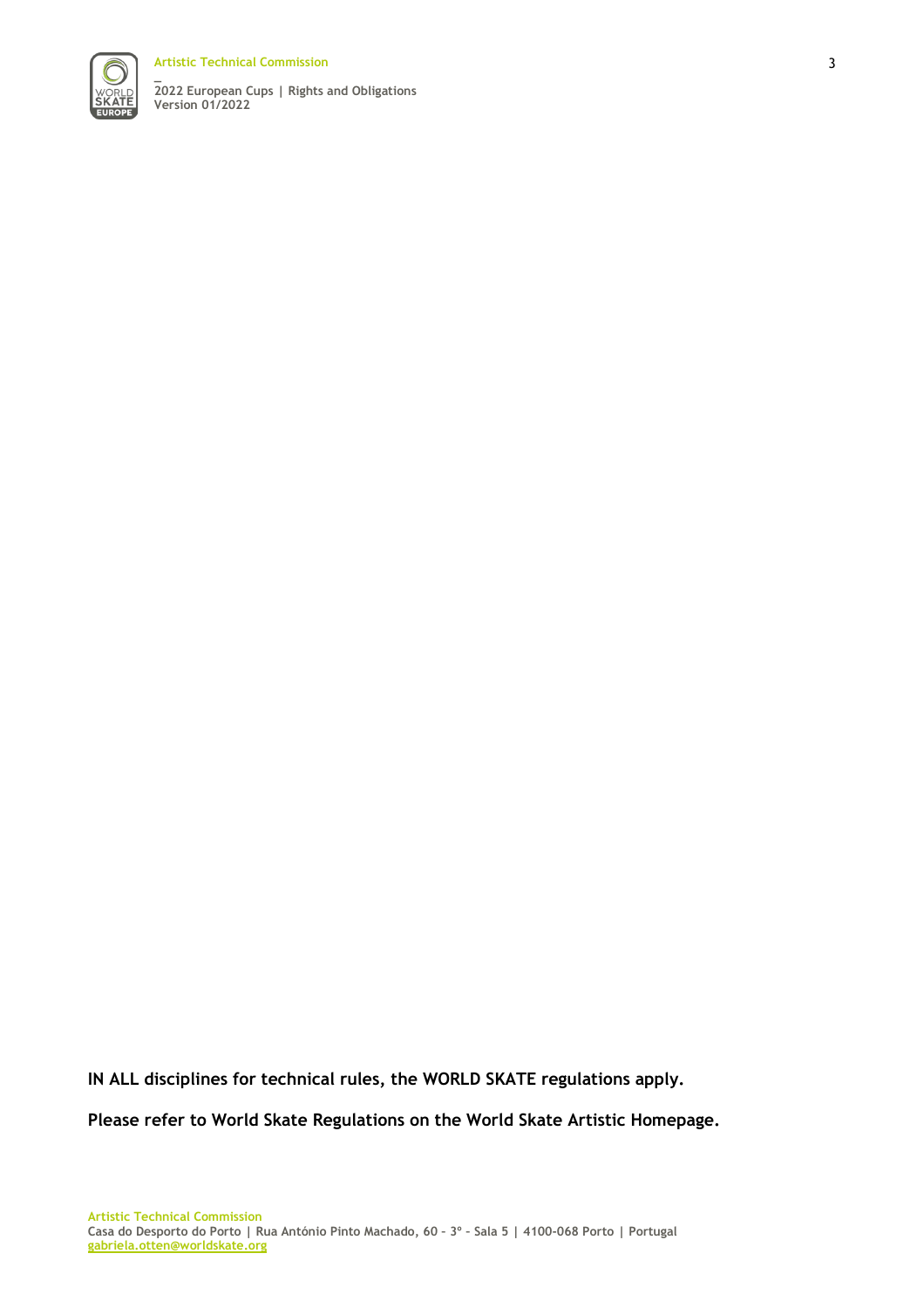**IN ALL disciplines for technical rules, the WORLD SKATE regulations apply.**

**Please refer to World Skate Regulations on the World Skate Artistic Homepage.**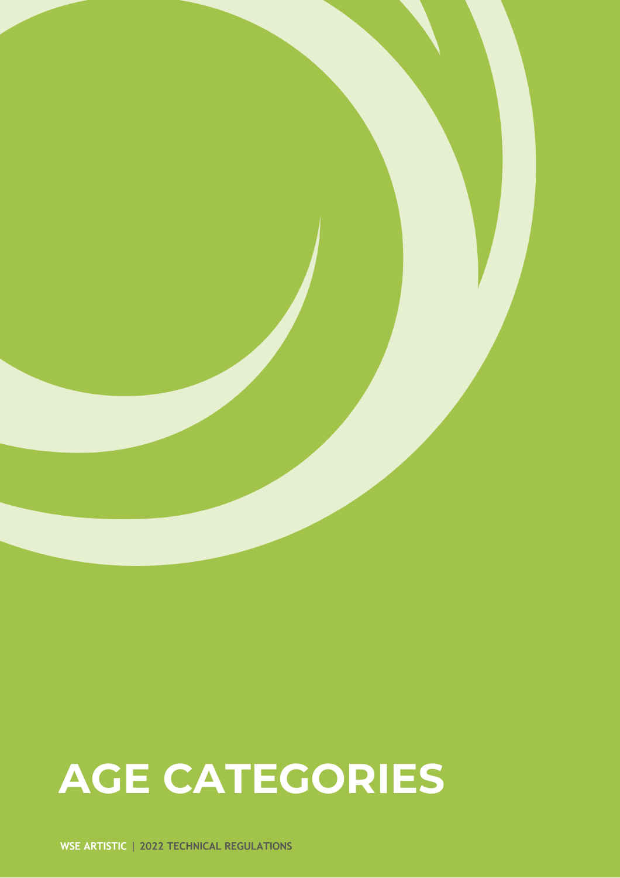# AGE CATEGORIES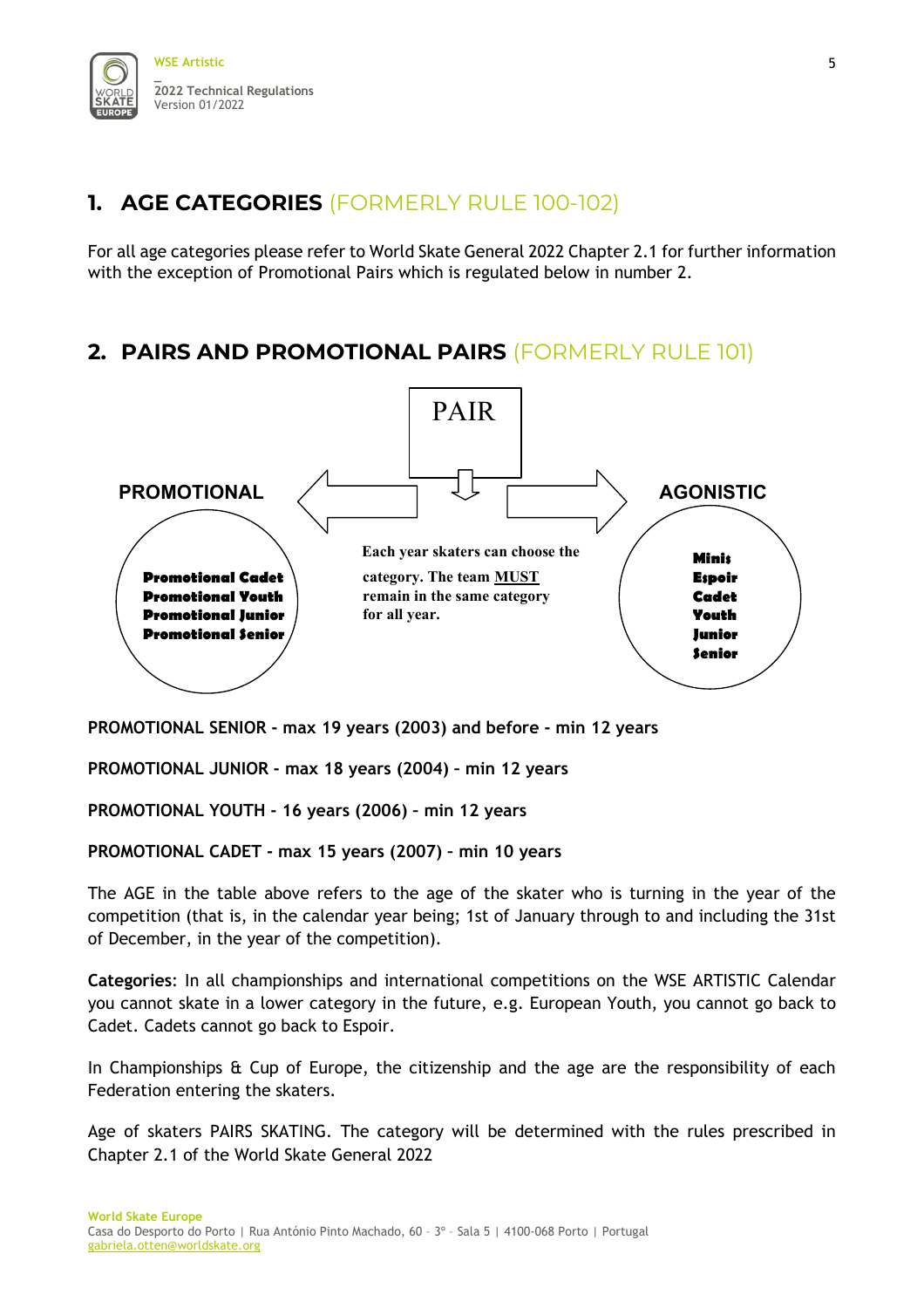## 1. AGE CATEGORIES (FORMERLY RULE 100-102)

For all age categories please refer to World Skate General 2022 Chapter 2.1 for further information with the exception of Promotional Pairs which is regulated below in number 2.

## 2. PAIRS AND PROMOTIONAL PAIRS (FORMERLY RULE 101)

PAIR

**PROMOTIONAL**

- Promotional Cadet
- Promotional Youth
- Promotional Junior
- Promotional Senior

**Each year skaters can choose the category. The team MUST remain in the same category for all year.**

**AGONISTIC**

- Minis
- Espoir
- Cadet
- Youth
- Junior
- Senior

**PROMOTIONAL SENIOR - max 19 years (2003) and before - min 12 years**

**PROMOTIONAL JUNIOR - max 18 years (2004) – min 12 years**

**PROMOTIONAL YOUTH - 16 years (2006) – min 12 years**

**PROMOTIONAL CADET - max 15 years (2007) – min 10 years**

The AGE in the table above refers to the age of the skater who is turning in the year of the competition (that is, in the calendar year being; 1st of January through to and including the 31st of December, in the year of the competition).

**Categories**: In all championships and international competitions on the WSE ARTISTIC Calendar you cannot skate in a lower category in the future, e.g. European Youth, you cannot go back to Cadet. Cadets cannot go back to Espoir.

In Championships & Cup of Europe, the citizenship and the age are the responsibility of each Federation entering the skaters.

Age of skaters PAIRS SKATING. The category will be determined with the rules prescribed in Chapter 2.1 of the World Skate General 2022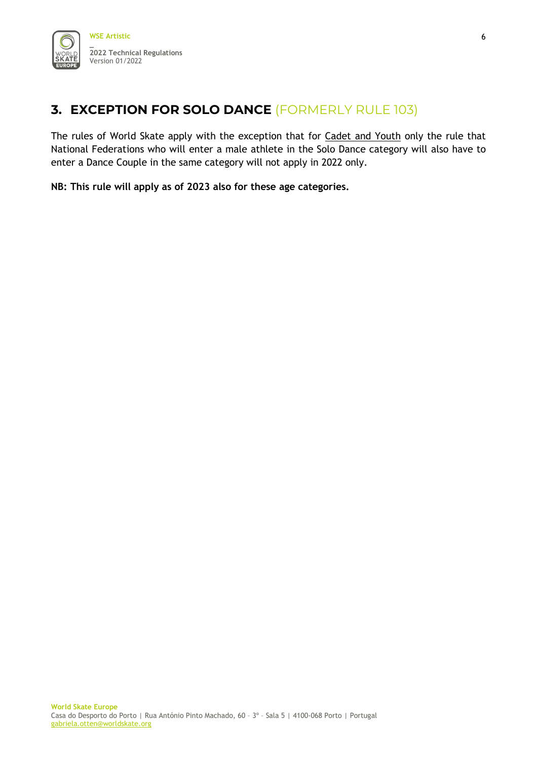## 3. EXCEPTION FOR SOLO DANCE (FORMERLY RULE 103)

The rules of World Skate apply with the exception that for Cadet and Youth only the rule that National Federations who will enter a male athlete in the Solo Dance category will also have to enter a Dance Couple in the same category will not apply in 2022 only.

**NB: This rule will apply as of 2023 also for these age categories.**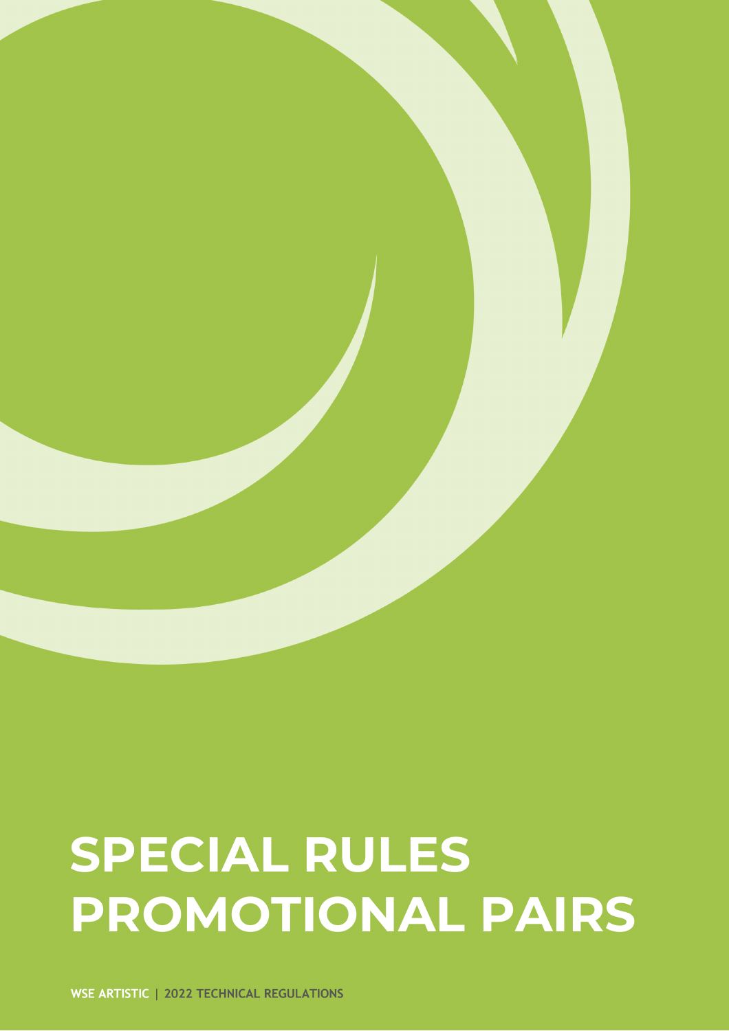# SPECIAL RULES PROMOTIONAL PAIRS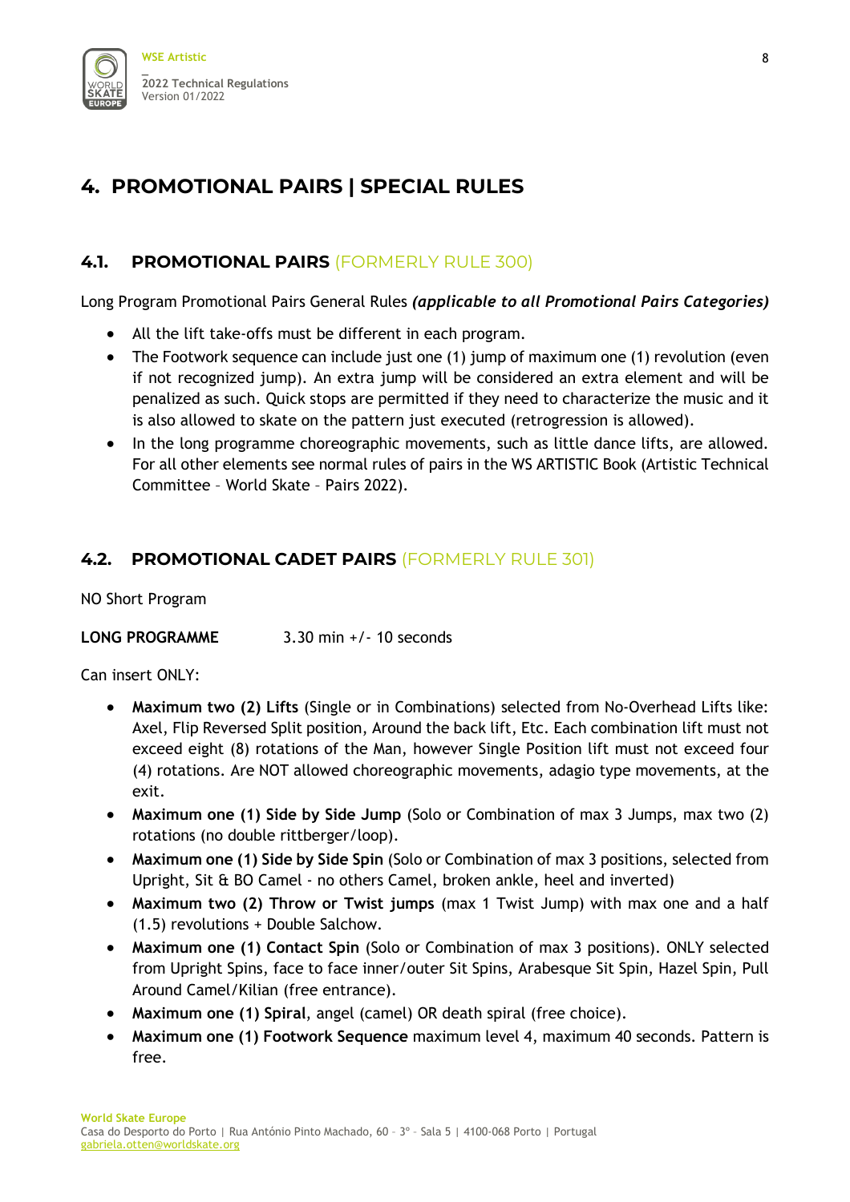# 4. PROMOTIONAL PAIRS | SPECIAL RULES

## 4.1. PROMOTIONAL PAIRS (FORMERLY RULE 300)

Long Program Promotional Pairs General Rules ***(applicable to all Promotional Pairs Categories)***

- All the lift take-offs must be different in each program.
- The Footwork sequence can include just one (1) jump of maximum one (1) revolution (even if not recognized jump). An extra jump will be considered an extra element and will be penalized as such. Quick stops are permitted if they need to characterize the music and it is also allowed to skate on the pattern just executed (retrogression is allowed).
- In the long programme choreographic movements, such as little dance lifts, are allowed. For all other elements see normal rules of pairs in the WS ARTISTIC Book (Artistic Technical Committee – World Skate – Pairs 2022).

## 4.2. PROMOTIONAL CADET PAIRS (FORMERLY RULE 301)

NO Short Program

**LONG PROGRAMME** 3.30 min +/- 10 seconds

Can insert ONLY:

- **Maximum two (2) Lifts** (Single or in Combinations) selected from No-Overhead Lifts like: Axel, Flip Reversed Split position, Around the back lift, Etc. Each combination lift must not exceed eight (8) rotations of the Man, however Single Position lift must not exceed four (4) rotations. Are NOT allowed choreographic movements, adagio type movements, at the exit.
- **Maximum one (1) Side by Side Jump** (Solo or Combination of max 3 Jumps, max two (2) rotations (no double rittberger/loop).
- **Maximum one (1) Side by Side Spin** (Solo or Combination of max 3 positions, selected from Upright, Sit & BO Camel - no others Camel, broken ankle, heel and inverted)
- **Maximum two (2) Throw or Twist jumps** (max 1 Twist Jump) with max one and a half (1.5) revolutions + Double Salchow.
- **Maximum one (1) Contact Spin** (Solo or Combination of max 3 positions). ONLY selected from Upright Spins, face to face inner/outer Sit Spins, Arabesque Sit Spin, Hazel Spin, Pull Around Camel/Kilian (free entrance).
- **Maximum one (1) Spiral**, angel (camel) OR death spiral (free choice).
- **Maximum one (1) Footwork Sequence** maximum level 4, maximum 40 seconds. Pattern is free.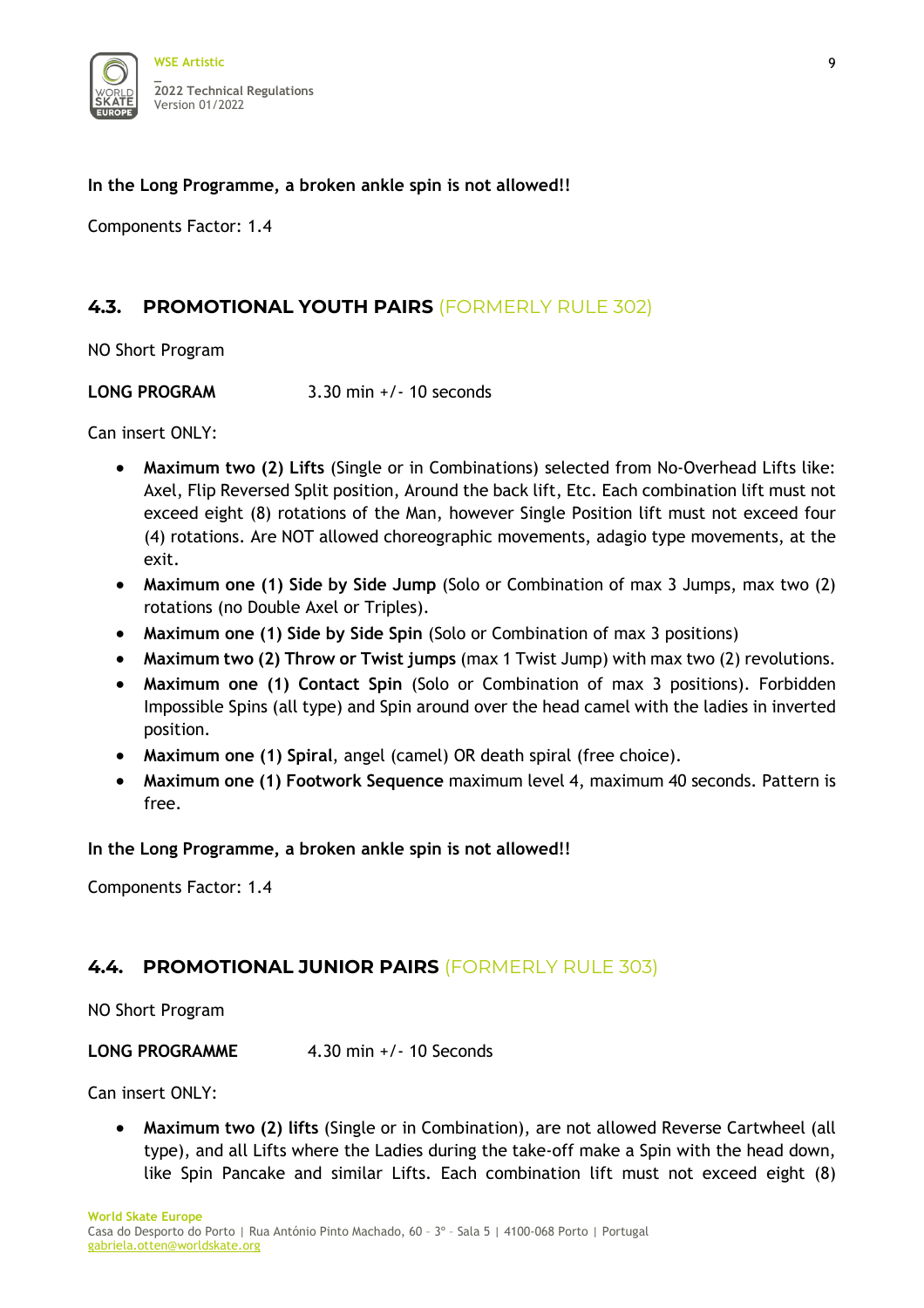**In the Long Programme, a broken ankle spin is not allowed!!**

Components Factor: 1.4

## 4.3. PROMOTIONAL YOUTH PAIRS (FORMERLY RULE 302)

NO Short Program

**LONG PROGRAM** 3.30 min +/- 10 seconds

Can insert ONLY:

- **Maximum two (2) Lifts** (Single or in Combinations) selected from No-Overhead Lifts like: Axel, Flip Reversed Split position, Around the back lift, Etc. Each combination lift must not exceed eight (8) rotations of the Man, however Single Position lift must not exceed four (4) rotations. Are NOT allowed choreographic movements, adagio type movements, at the exit.
- **Maximum one (1) Side by Side Jump** (Solo or Combination of max 3 Jumps, max two (2) rotations (no Double Axel or Triples).
- **Maximum one (1) Side by Side Spin** (Solo or Combination of max 3 positions)
- **Maximum two (2) Throw or Twist jumps** (max 1 Twist Jump) with max two (2) revolutions.
- **Maximum one (1) Contact Spin** (Solo or Combination of max 3 positions). Forbidden Impossible Spins (all type) and Spin around over the head camel with the ladies in inverted position.
- **Maximum one (1) Spiral**, angel (camel) OR death spiral (free choice).
- **Maximum one (1) Footwork Sequence** maximum level 4, maximum 40 seconds. Pattern is free.

**In the Long Programme, a broken ankle spin is not allowed!!**

Components Factor: 1.4

## 4.4. PROMOTIONAL JUNIOR PAIRS (FORMERLY RULE 303)

NO Short Program

**LONG PROGRAMME** 4.30 min +/- 10 Seconds

Can insert ONLY:

- **Maximum two (2) lifts** (Single or in Combination), are not allowed Reverse Cartwheel (all type), and all Lifts where the Ladies during the take-off make a Spin with the head down, like Spin Pancake and similar Lifts. Each combination lift must not exceed eight (8)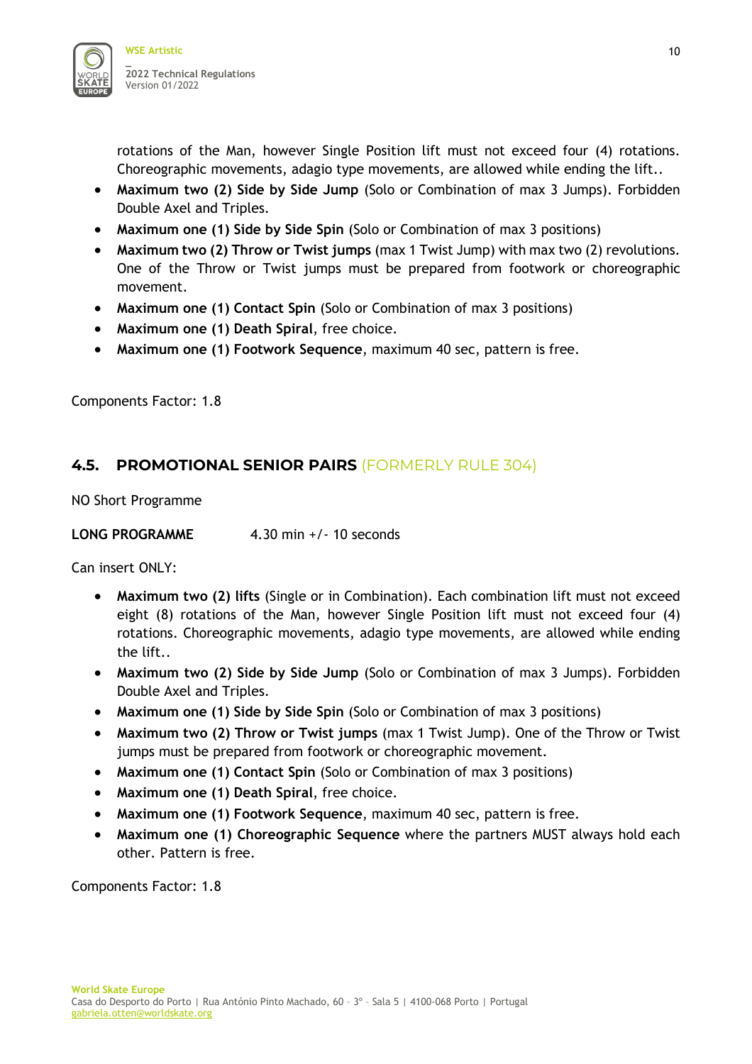rotations of the Man, however Single Position lift must not exceed four (4) rotations. Choreographic movements, adagio type movements, are allowed while ending the lift..

- **Maximum two (2) Side by Side Jump** (Solo or Combination of max 3 Jumps). Forbidden Double Axel and Triples.
- **Maximum one (1) Side by Side Spin** (Solo or Combination of max 3 positions)
- **Maximum two (2) Throw or Twist jumps** (max 1 Twist Jump) with max two (2) revolutions. One of the Throw or Twist jumps must be prepared from footwork or choreographic movement.
- **Maximum one (1) Contact Spin** (Solo or Combination of max 3 positions)
- **Maximum one (1) Death Spiral**, free choice.
- **Maximum one (1) Footwork Sequence**, maximum 40 sec, pattern is free.

Components Factor: 1.8

## 4.5. PROMOTIONAL SENIOR PAIRS (FORMERLY RULE 304)

NO Short Programme

**LONG PROGRAMME** 4.30 min +/- 10 seconds

Can insert ONLY:

- **Maximum two (2) lifts** (Single or in Combination). Each combination lift must not exceed eight (8) rotations of the Man, however Single Position lift must not exceed four (4) rotations. Choreographic movements, adagio type movements, are allowed while ending the lift..
- **Maximum two (2) Side by Side Jump** (Solo or Combination of max 3 Jumps). Forbidden Double Axel and Triples.
- **Maximum one (1) Side by Side Spin** (Solo or Combination of max 3 positions)
- **Maximum two (2) Throw or Twist jumps** (max 1 Twist Jump). One of the Throw or Twist jumps must be prepared from footwork or choreographic movement.
- **Maximum one (1) Contact Spin** (Solo or Combination of max 3 positions)
- **Maximum one (1) Death Spiral**, free choice.
- **Maximum one (1) Footwork Sequence**, maximum 40 sec, pattern is free.
- **Maximum one (1) Choreographic Sequence** where the partners MUST always hold each other. Pattern is free.

Components Factor: 1.8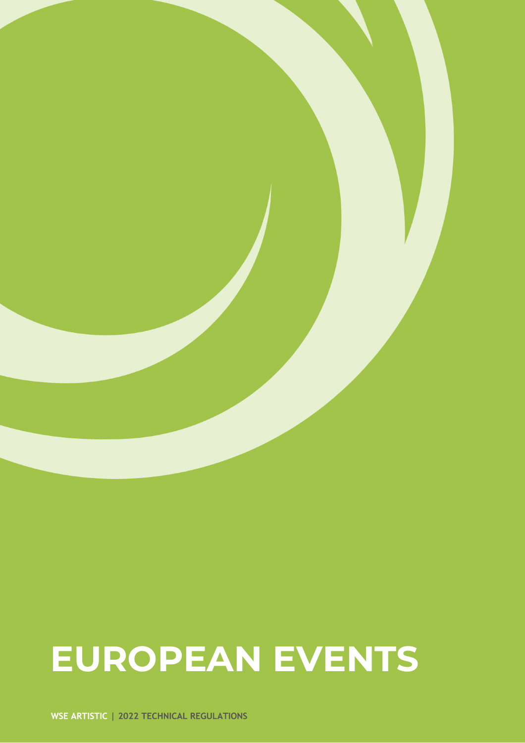# EUROPEAN EVENTS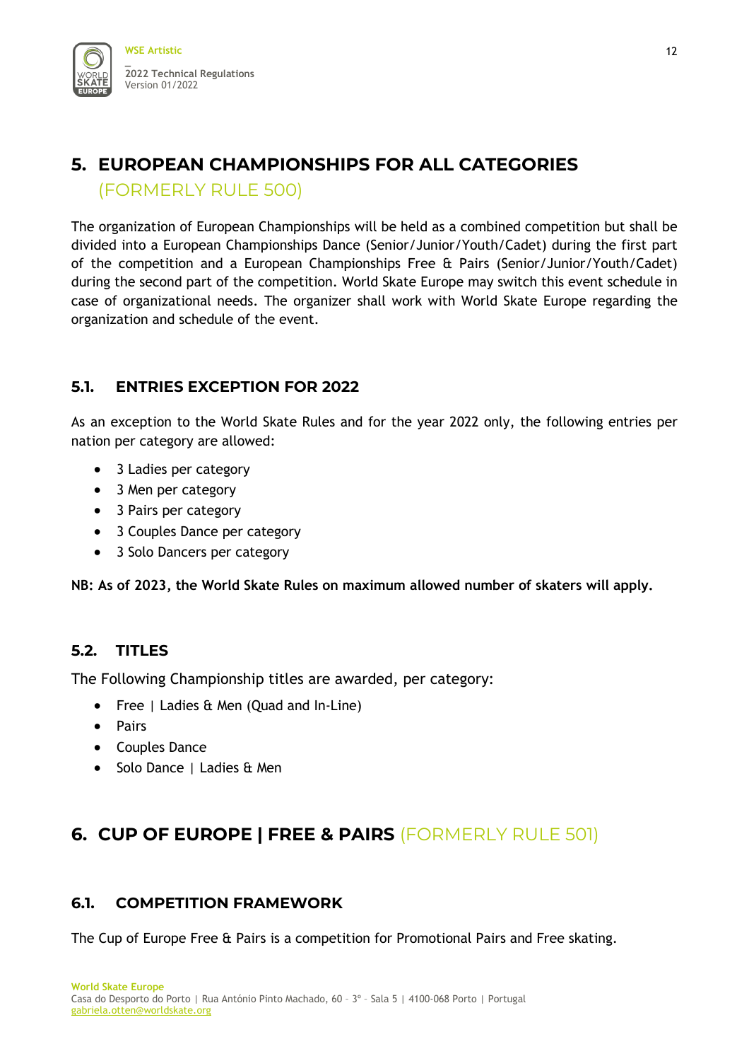# 5. EUROPEAN CHAMPIONSHIPS FOR ALL CATEGORIES (FORMERLY RULE 500)

The organization of European Championships will be held as a combined competition but shall be divided into a European Championships Dance (Senior/Junior/Youth/Cadet) during the first part of the competition and a European Championships Free & Pairs (Senior/Junior/Youth/Cadet) during the second part of the competition. World Skate Europe may switch this event schedule in case of organizational needs. The organizer shall work with World Skate Europe regarding the organization and schedule of the event.

## 5.1. ENTRIES EXCEPTION FOR 2022

As an exception to the World Skate Rules and for the year 2022 only, the following entries per nation per category are allowed:

- 3 Ladies per category
- 3 Men per category
- 3 Pairs per category
- 3 Couples Dance per category
- 3 Solo Dancers per category

**NB: As of 2023, the World Skate Rules on maximum allowed number of skaters will apply.**

## 5.2. TITLES

The Following Championship titles are awarded, per category:

- Free | Ladies & Men (Quad and In-Line)
- Pairs
- Couples Dance
- Solo Dance | Ladies & Men

# 6. CUP OF EUROPE | FREE & PAIRS (FORMERLY RULE 501)

## 6.1. COMPETITION FRAMEWORK

The Cup of Europe Free & Pairs is a competition for Promotional Pairs and Free skating.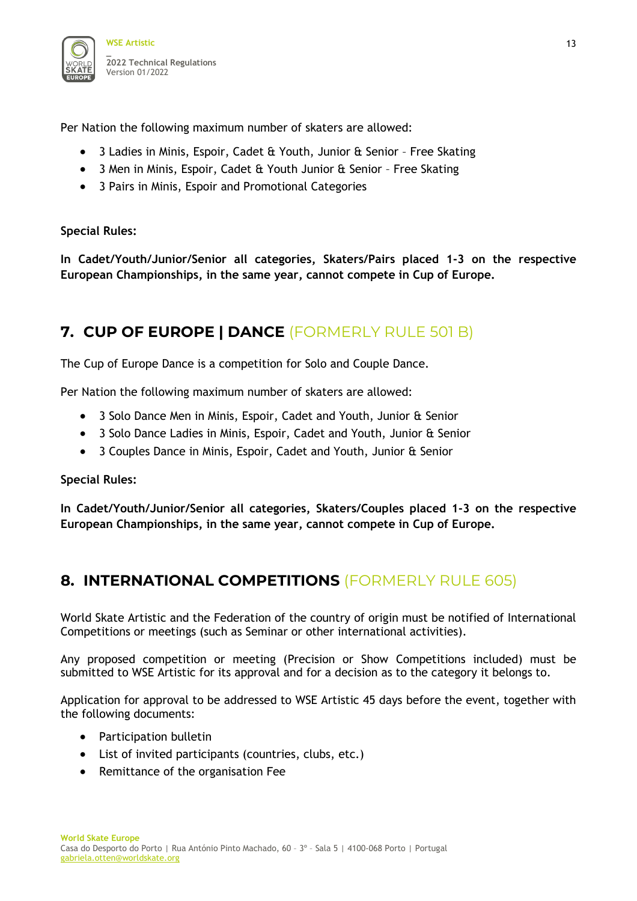Per Nation the following maximum number of skaters are allowed:

- 3 Ladies in Minis, Espoir, Cadet & Youth, Junior & Senior – Free Skating
- 3 Men in Minis, Espoir, Cadet & Youth Junior & Senior – Free Skating
- 3 Pairs in Minis, Espoir and Promotional Categories

**Special Rules:**

**In Cadet/Youth/Junior/Senior all categories, Skaters/Pairs placed 1-3 on the respective European Championships, in the same year, cannot compete in Cup of Europe.**

## 7. CUP OF EUROPE | DANCE (FORMERLY RULE 501 B)

The Cup of Europe Dance is a competition for Solo and Couple Dance.

Per Nation the following maximum number of skaters are allowed:

- 3 Solo Dance Men in Minis, Espoir, Cadet and Youth, Junior & Senior
- 3 Solo Dance Ladies in Minis, Espoir, Cadet and Youth, Junior & Senior
- 3 Couples Dance in Minis, Espoir, Cadet and Youth, Junior & Senior

**Special Rules:**

**In Cadet/Youth/Junior/Senior all categories, Skaters/Couples placed 1-3 on the respective European Championships, in the same year, cannot compete in Cup of Europe.**

## 8. INTERNATIONAL COMPETITIONS (FORMERLY RULE 605)

World Skate Artistic and the Federation of the country of origin must be notified of International Competitions or meetings (such as Seminar or other international activities).

Any proposed competition or meeting (Precision or Show Competitions included) must be submitted to WSE Artistic for its approval and for a decision as to the category it belongs to.

Application for approval to be addressed to WSE Artistic 45 days before the event, together with the following documents:

- Participation bulletin
- List of invited participants (countries, clubs, etc.)
- Remittance of the organisation Fee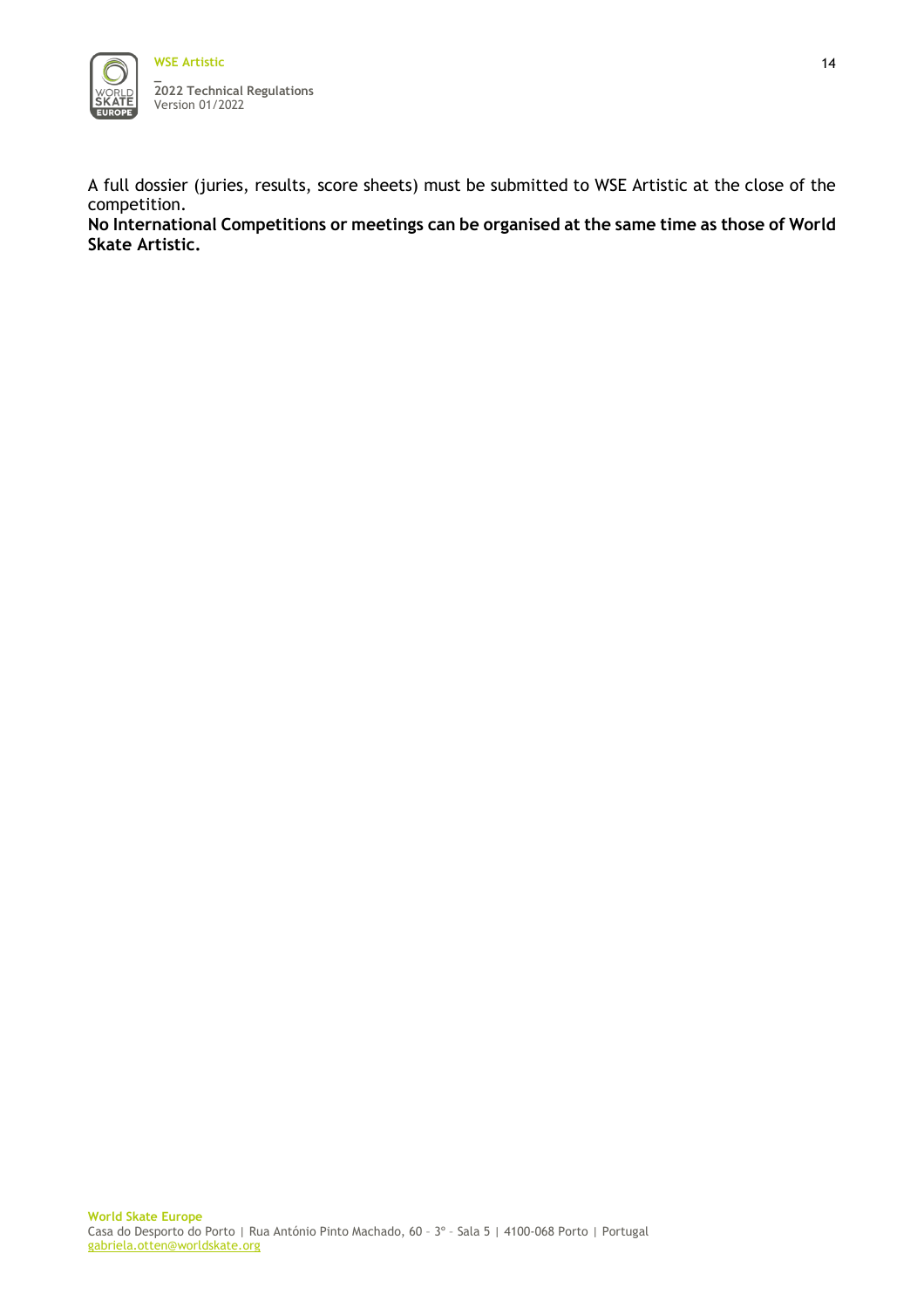A full dossier (juries, results, score sheets) must be submitted to WSE Artistic at the close of the competition.

**No International Competitions or meetings can be organised at the same time as those of World Skate Artistic.**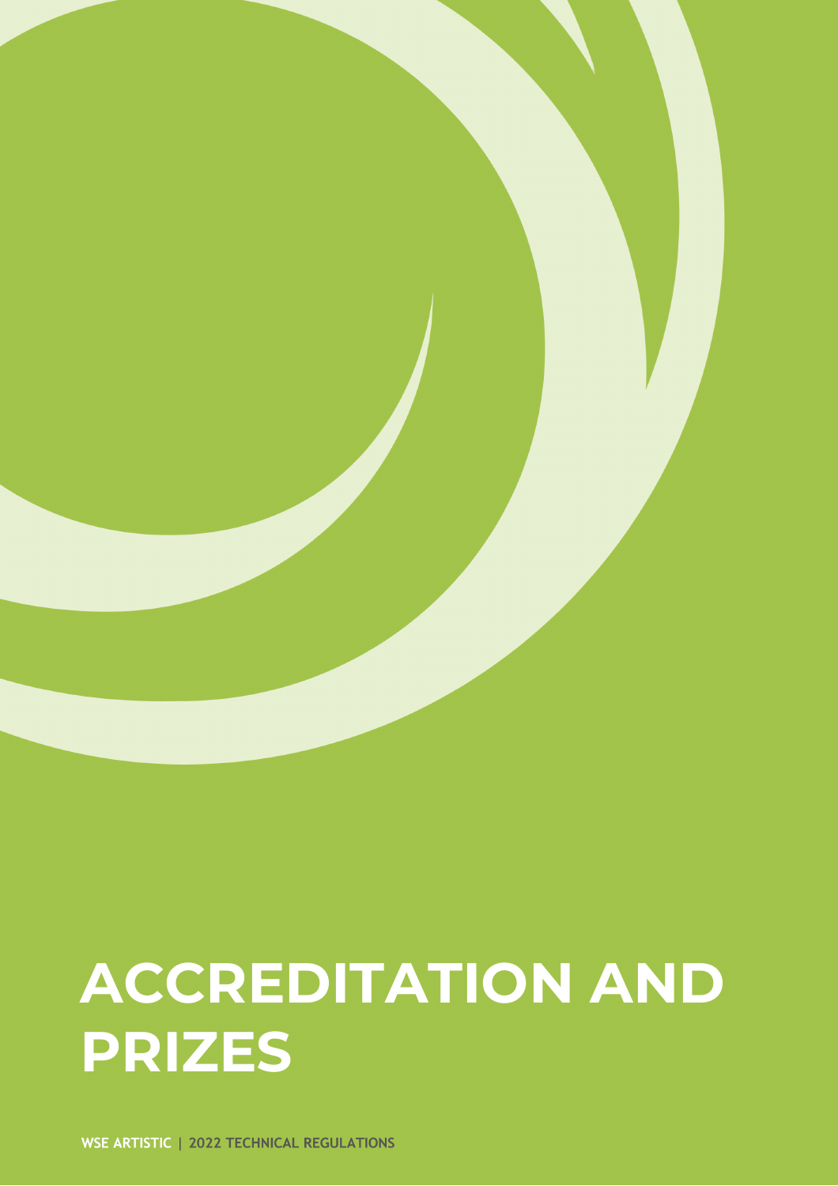# ACCREDITATION AND PRIZES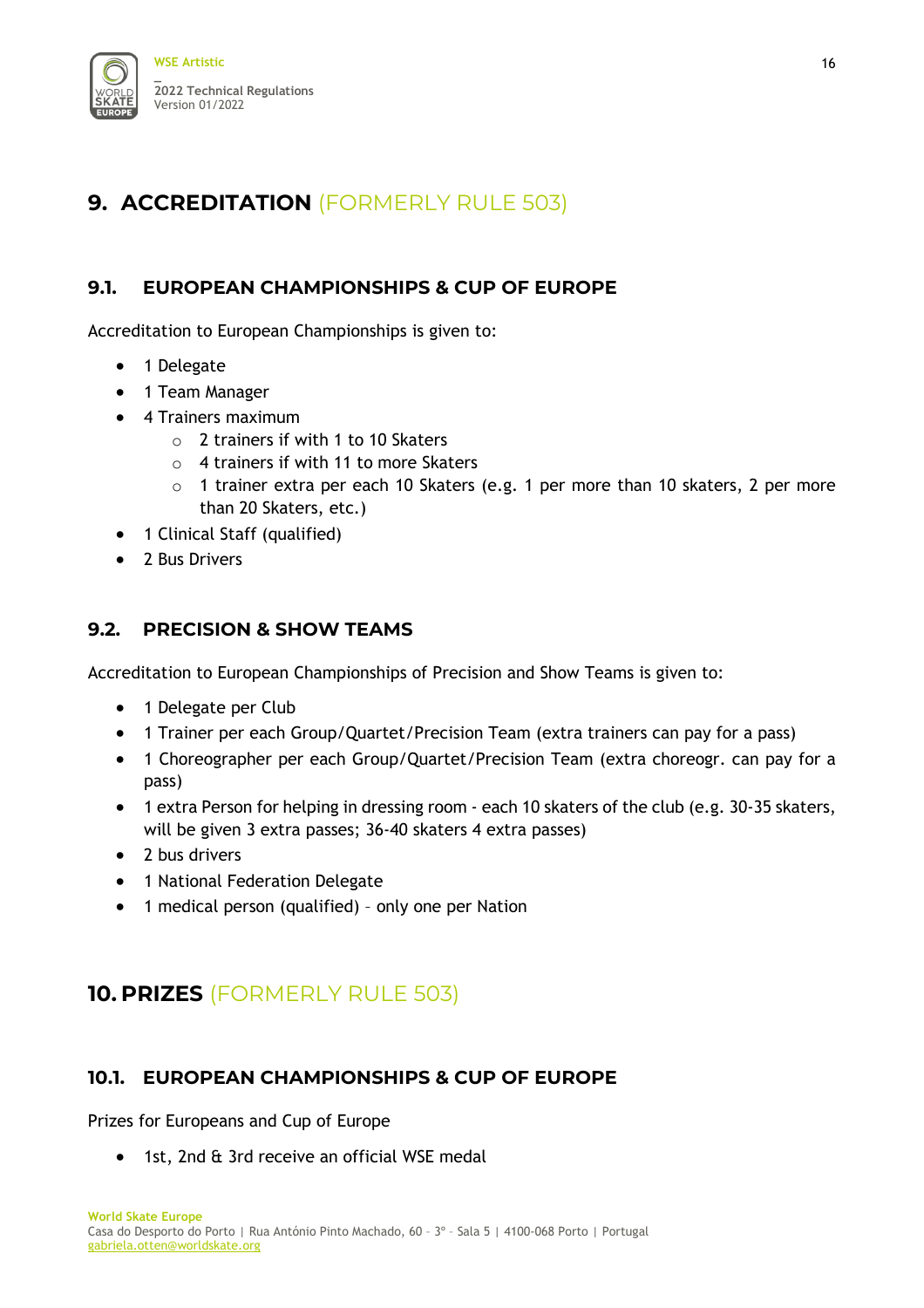# 9. ACCREDITATION (FORMERLY RULE 503)

## 9.1. EUROPEAN CHAMPIONSHIPS & CUP OF EUROPE

Accreditation to European Championships is given to:

- 1 Delegate
- 1 Team Manager
- 4 Trainers maximum
  - 2 trainers if with 1 to 10 Skaters
  - 4 trainers if with 11 to more Skaters
  - 1 trainer extra per each 10 Skaters (e.g. 1 per more than 10 skaters, 2 per more than 20 Skaters, etc.)
- 1 Clinical Staff (qualified)
- 2 Bus Drivers

## 9.2. PRECISION & SHOW TEAMS

Accreditation to European Championships of Precision and Show Teams is given to:

- 1 Delegate per Club
- 1 Trainer per each Group/Quartet/Precision Team (extra trainers can pay for a pass)
- 1 Choreographer per each Group/Quartet/Precision Team (extra choreogr. can pay for a pass)
- 1 extra Person for helping in dressing room - each 10 skaters of the club (e.g. 30-35 skaters, will be given 3 extra passes; 36-40 skaters 4 extra passes)
- 2 bus drivers
- 1 National Federation Delegate
- 1 medical person (qualified) – only one per Nation

# 10. PRIZES (FORMERLY RULE 503)

## 10.1. EUROPEAN CHAMPIONSHIPS & CUP OF EUROPE

Prizes for Europeans and Cup of Europe

- 1st, 2nd & 3rd receive an official WSE medal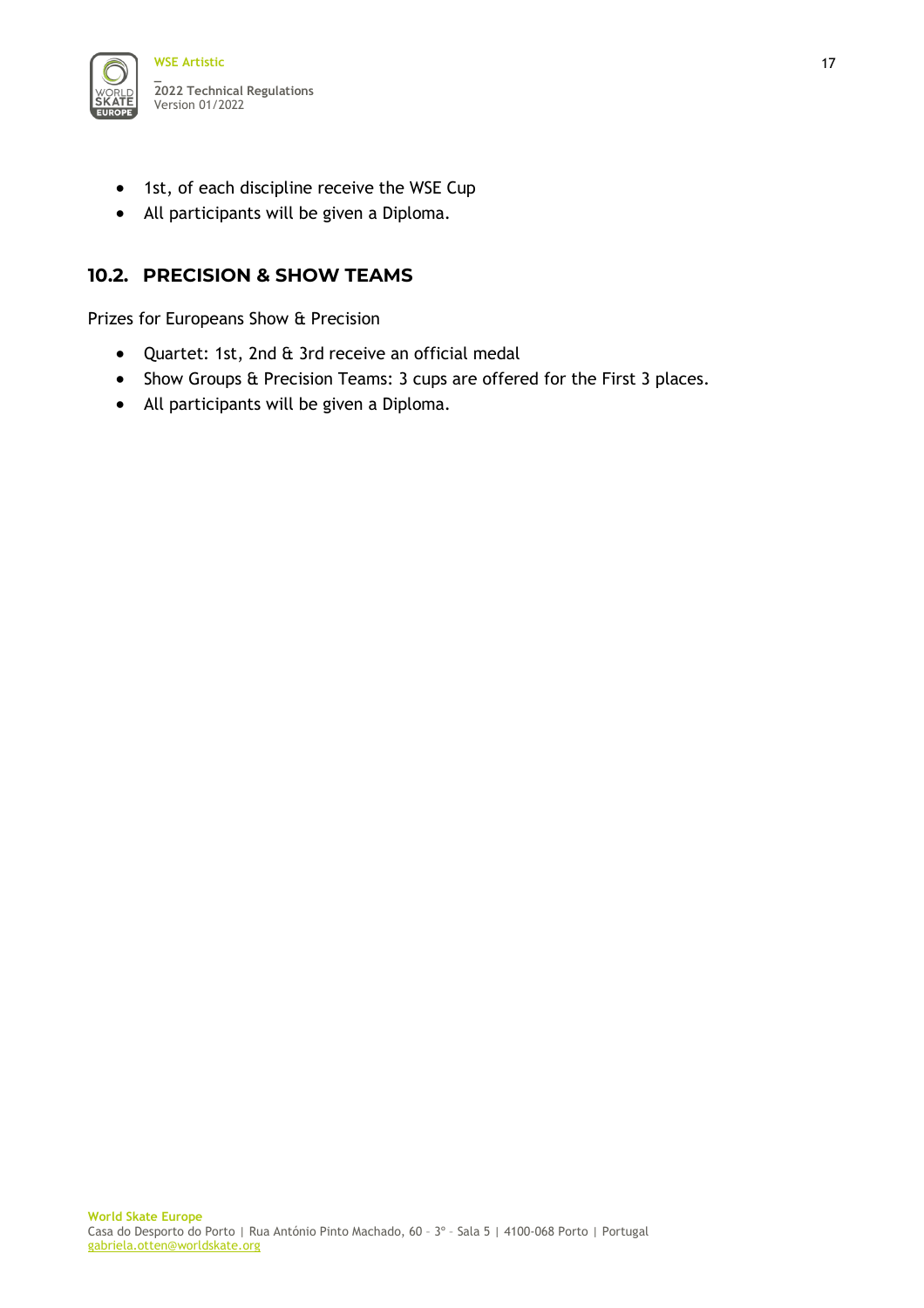- 1st, of each discipline receive the WSE Cup
- All participants will be given a Diploma.

## 10.2. PRECISION & SHOW TEAMS

Prizes for Europeans Show & Precision

- Quartet: 1st, 2nd & 3rd receive an official medal
- Show Groups & Precision Teams: 3 cups are offered for the First 3 places.
- All participants will be given a Diploma.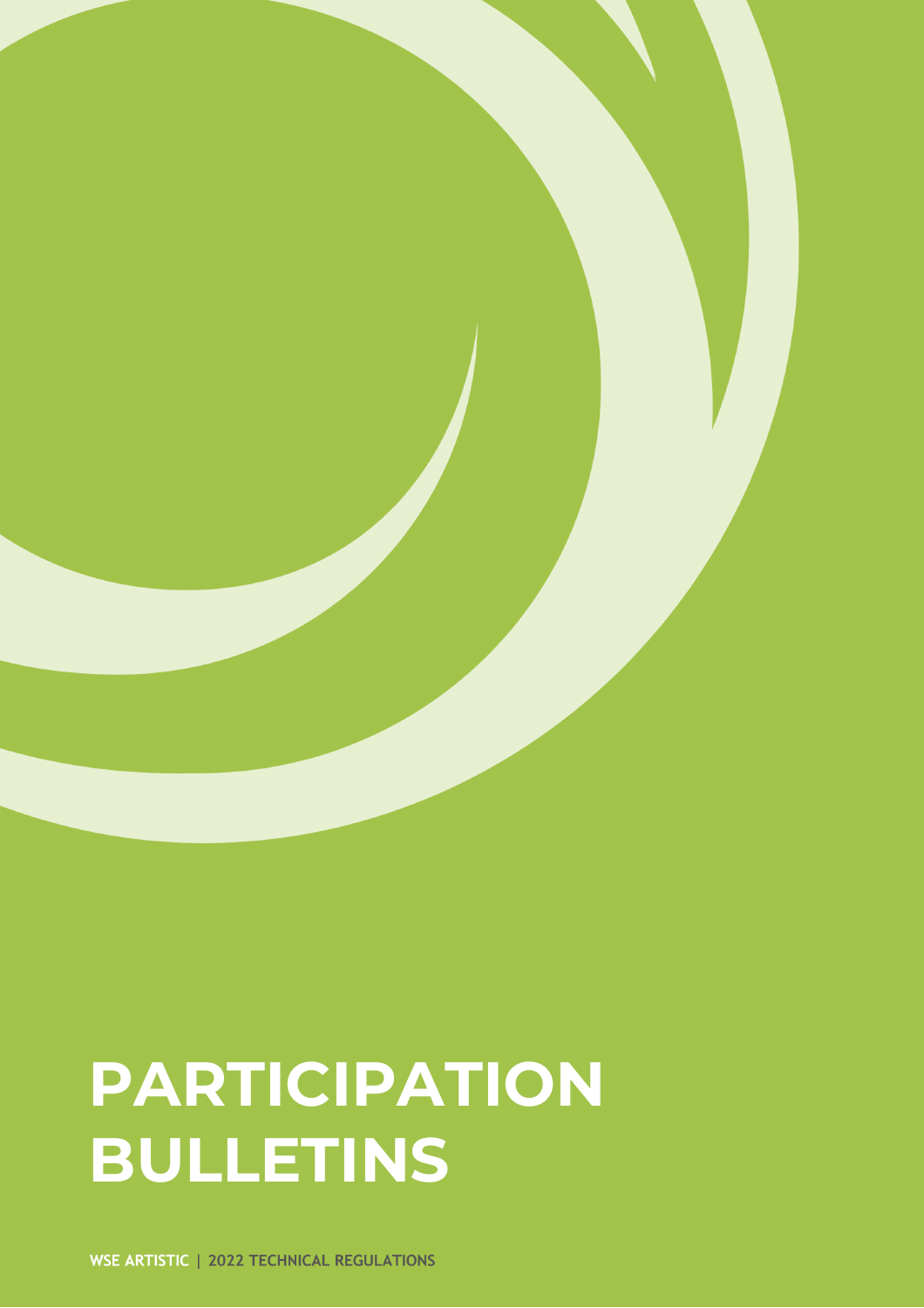# PARTICIPATION BULLETINS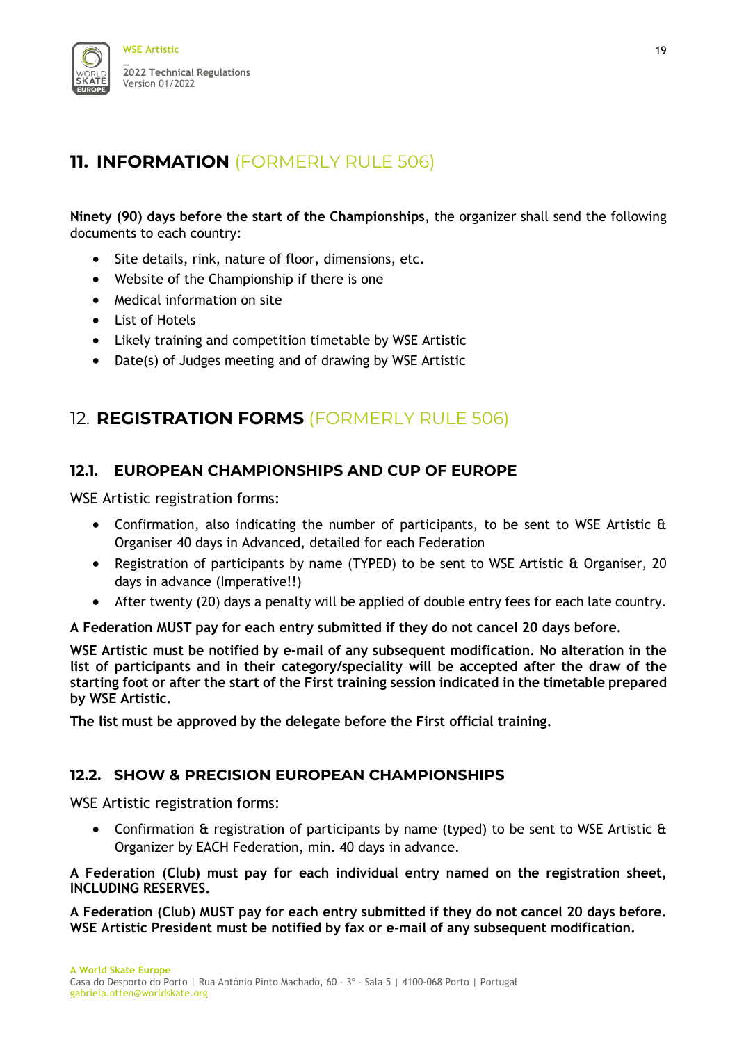# 11. INFORMATION (FORMERLY RULE 506)

**Ninety (90) days before the start of the Championships**, the organizer shall send the following documents to each country:

- Site details, rink, nature of floor, dimensions, etc.
- Website of the Championship if there is one
- Medical information on site
- List of Hotels
- Likely training and competition timetable by WSE Artistic
- Date(s) of Judges meeting and of drawing by WSE Artistic

# 12. REGISTRATION FORMS (FORMERLY RULE 506)

## 12.1. EUROPEAN CHAMPIONSHIPS AND CUP OF EUROPE

WSE Artistic registration forms:

- Confirmation, also indicating the number of participants, to be sent to WSE Artistic & Organiser 40 days in Advanced, detailed for each Federation
- Registration of participants by name (TYPED) to be sent to WSE Artistic & Organiser, 20 days in advance (Imperative!!)
- After twenty (20) days a penalty will be applied of double entry fees for each late country.

**A Federation MUST pay for each entry submitted if they do not cancel 20 days before.**

**WSE Artistic must be notified by e-mail of any subsequent modification. No alteration in the list of participants and in their category/speciality will be accepted after the draw of the starting foot or after the start of the First training session indicated in the timetable prepared by WSE Artistic.**

**The list must be approved by the delegate before the First official training.**

## 12.2. SHOW & PRECISION EUROPEAN CHAMPIONSHIPS

WSE Artistic registration forms:

- Confirmation & registration of participants by name (typed) to be sent to WSE Artistic & Organizer by EACH Federation, min. 40 days in advance.

**A Federation (Club) must pay for each individual entry named on the registration sheet, INCLUDING RESERVES.**

**A Federation (Club) MUST pay for each entry submitted if they do not cancel 20 days before. WSE Artistic President must be notified by fax or e-mail of any subsequent modification.**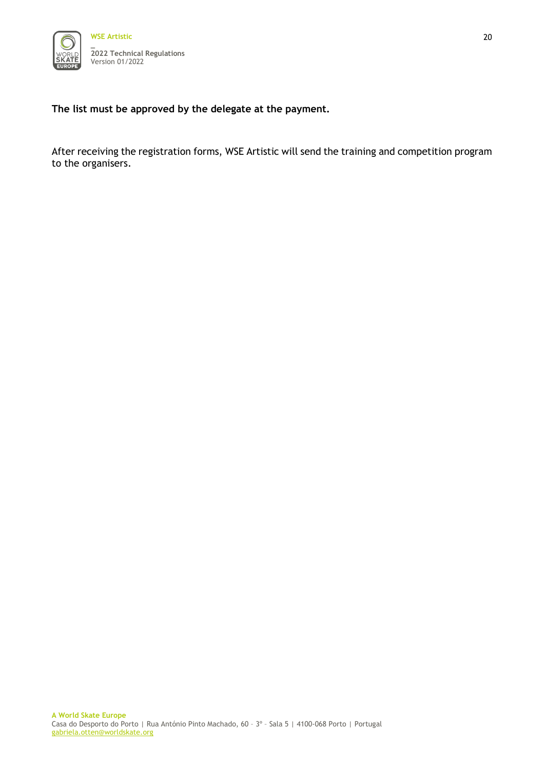**The list must be approved by the delegate at the payment.**

After receiving the registration forms, WSE Artistic will send the training and competition program to the organisers.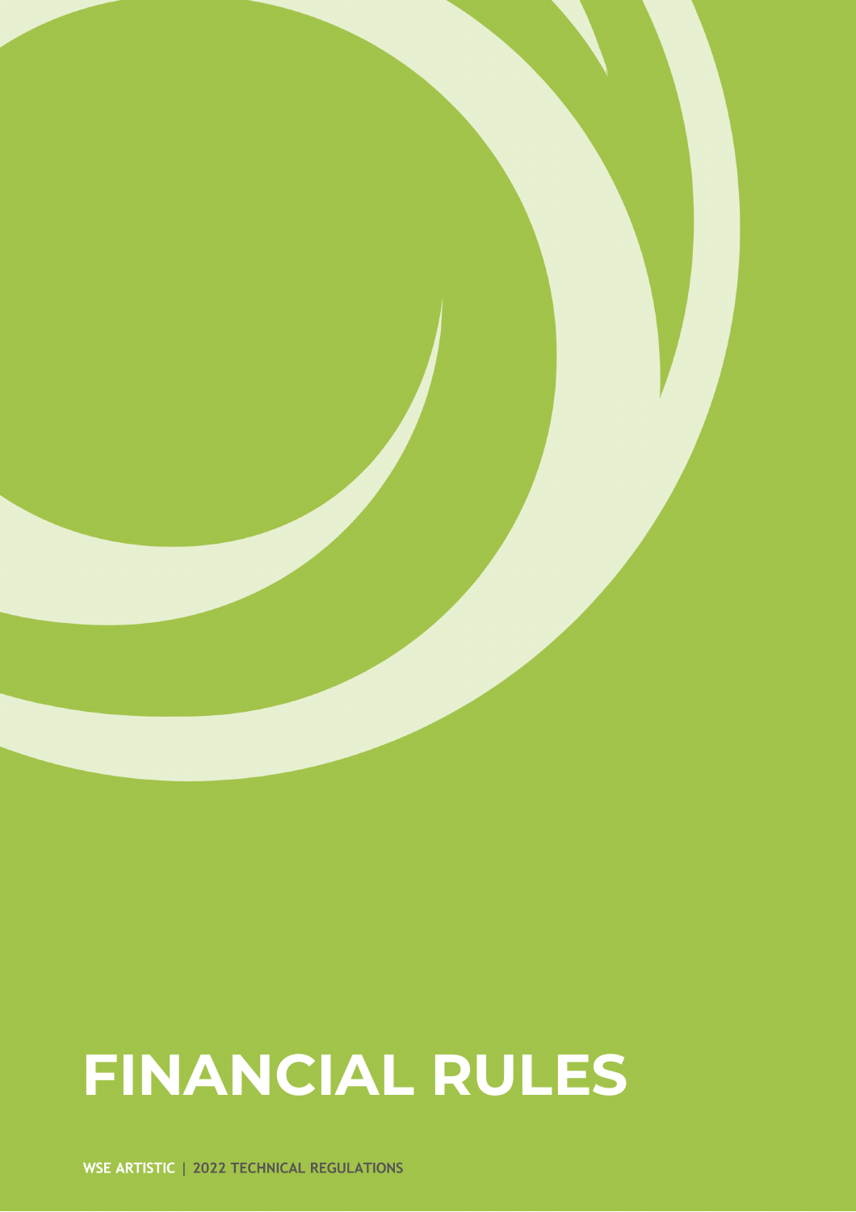# FINANCIAL RULES

WSE ARTISTIC | 2022 TECHNICAL REGULATIONS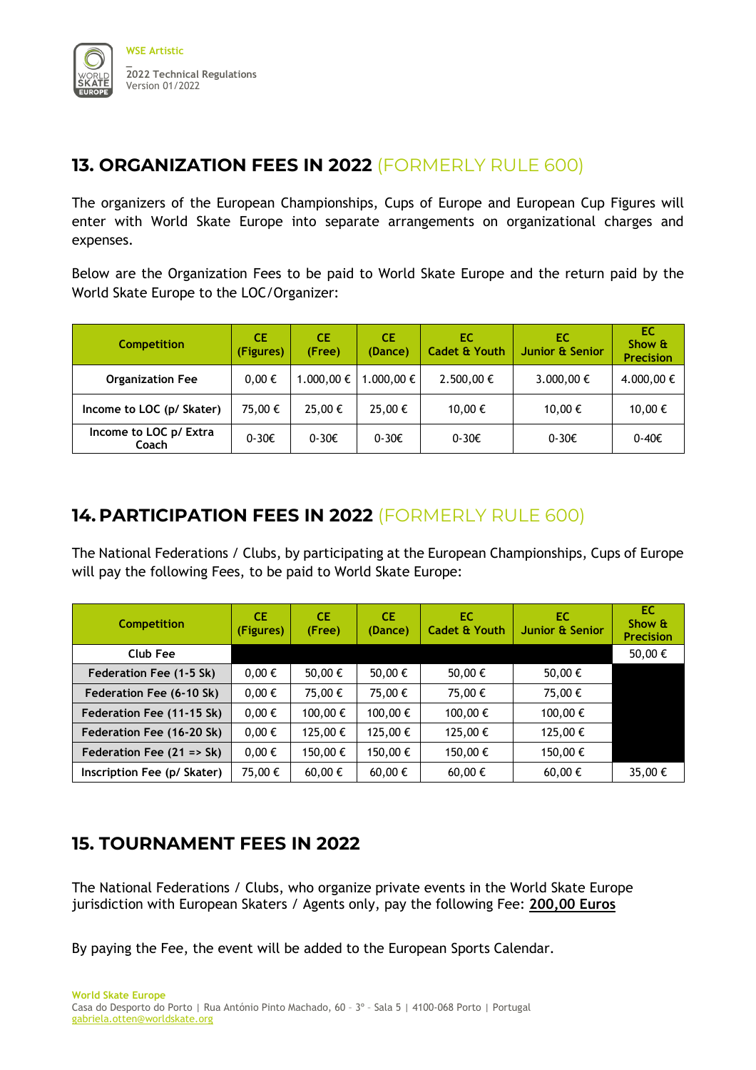## 13. ORGANIZATION FEES IN 2022 (FORMERLY RULE 600)

The organizers of the European Championships, Cups of Europe and European Cup Figures will enter with World Skate Europe into separate arrangements on organizational charges and expenses.

Below are the Organization Fees to be paid to World Skate Europe and the return paid by the World Skate Europe to the LOC/Organizer:

| Competition | CE (Figures) | CE (Free) | CE (Dance) | EC Cadet & Youth | EC Junior & Senior | EC Show & Precision |
|---|---|---|---|---|---|---|
| Organization Fee | 0,00 € | 1.000,00 € | 1.000,00 € | 2.500,00 € | 3.000,00 € | 4.000,00 € |
| Income to LOC (p/ Skater) | 75,00 € | 25,00 € | 25,00 € | 10,00 € | 10,00 € | 10,00 € |
| Income to LOC p/ Extra Coach | 0-30€ | 0-30€ | 0-30€ | 0-30€ | 0-30€ | 0-40€ |

## 14. PARTICIPATION FEES IN 2022 (FORMERLY RULE 600)

The National Federations / Clubs, by participating at the European Championships, Cups of Europe will pay the following Fees, to be paid to World Skate Europe:

| Competition | CE (Figures) | CE (Free) | CE (Dance) | EC Cadet & Youth | EC Junior & Senior | EC Show & Precision |
|---|---|---|---|---|---|---|
| Club Fee | | | | | | 50,00 € |
| Federation Fee (1-5 Sk) | 0,00 € | 50,00 € | 50,00 € | 50,00 € | 50,00 € | |
| Federation Fee (6-10 Sk) | 0,00 € | 75,00 € | 75,00 € | 75,00 € | 75,00 € | |
| Federation Fee (11-15 Sk) | 0,00 € | 100,00 € | 100,00 € | 100,00 € | 100,00 € | |
| Federation Fee (16-20 Sk) | 0,00 € | 125,00 € | 125,00 € | 125,00 € | 125,00 € | |
| Federation Fee (21 => Sk) | 0,00 € | 150,00 € | 150,00 € | 150,00 € | 150,00 € | |
| Inscription Fee (p/ Skater) | 75,00 € | 60,00 € | 60,00 € | 60,00 € | 60,00 € | 35,00 € |

## 15. TOURNAMENT FEES IN 2022

The National Federations / Clubs, who organize private events in the World Skate Europe jurisdiction with European Skaters / Agents only, pay the following Fee: **200,00 Euros**

By paying the Fee, the event will be added to the European Sports Calendar.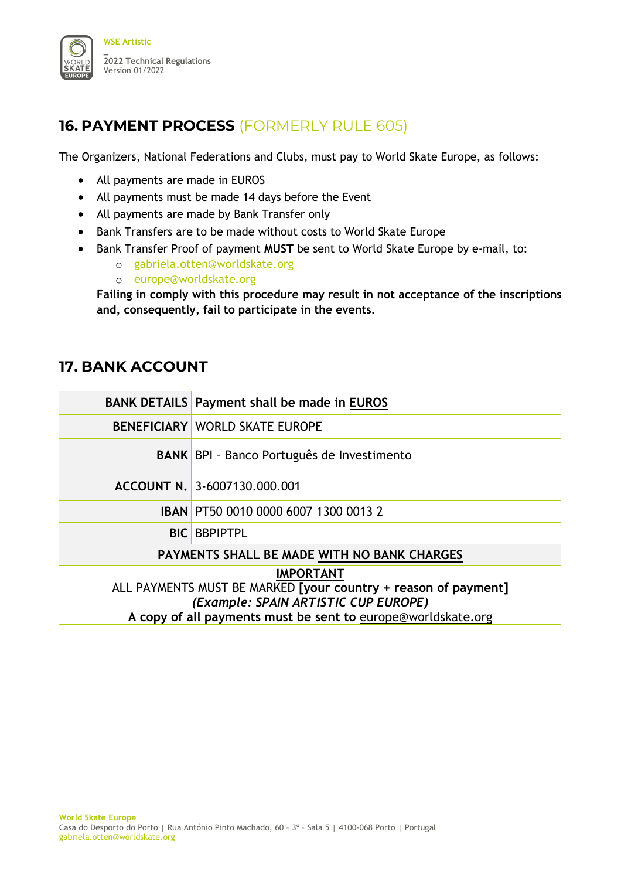## 16. PAYMENT PROCESS (FORMERLY RULE 605)

The Organizers, National Federations and Clubs, must pay to World Skate Europe, as follows:

- All payments are made in EUROS
- All payments must be made 14 days before the Event
- All payments are made by Bank Transfer only
- Bank Transfers are to be made without costs to World Skate Europe
- Bank Transfer Proof of payment **MUST** be sent to World Skate Europe by e-mail, to:
  - gabriela.otten@worldskate.org
  - europe@worldskate.org

  **Failing in comply with this procedure may result in not acceptance of the inscriptions and, consequently, fail to participate in the events.**

## 17. BANK ACCOUNT

| **BANK DETAILS** | **Payment shall be made in EUROS** |
|---:|---|
| **BENEFICIARY** | WORLD SKATE EUROPE |
| **BANK** | BPI – Banco Português de Investimento |
| **ACCOUNT N.** | 3-6007130.000.001 |
| **IBAN** | PT50 0010 0000 6007 1300 0013 2 |
| **BIC** | BBPIPTPL |
| **PAYMENTS SHALL BE MADE WITH NO BANK CHARGES** | |

**IMPORTANT**

ALL PAYMENTS MUST BE MARKED **[your country + reason of payment]**

***(Example: SPAIN ARTISTIC CUP EUROPE)***

**A copy of all payments must be sent to** europe@worldskate.org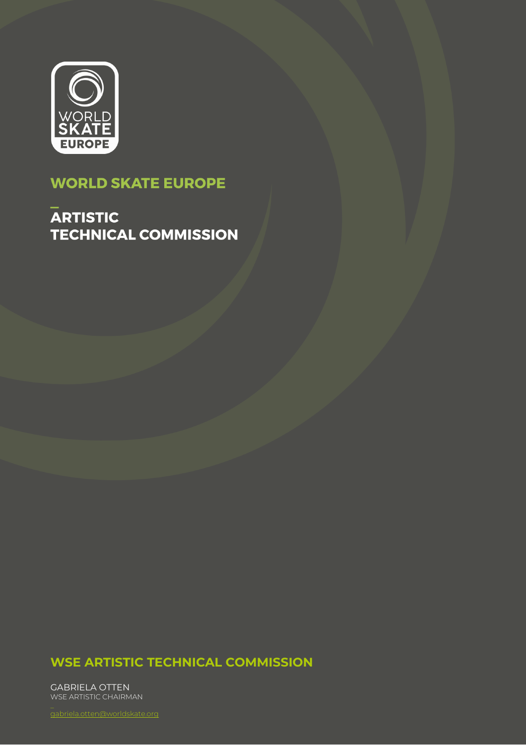WORLD SKATE EUROPE

# WORLD SKATE EUROPE

—

## ARTISTIC TECHNICAL COMMISSION

## WSE ARTISTIC TECHNICAL COMMISSION

GABRIELA OTTEN
WSE ARTISTIC CHAIRMAN

—

gabriela.otten@worldskate.org